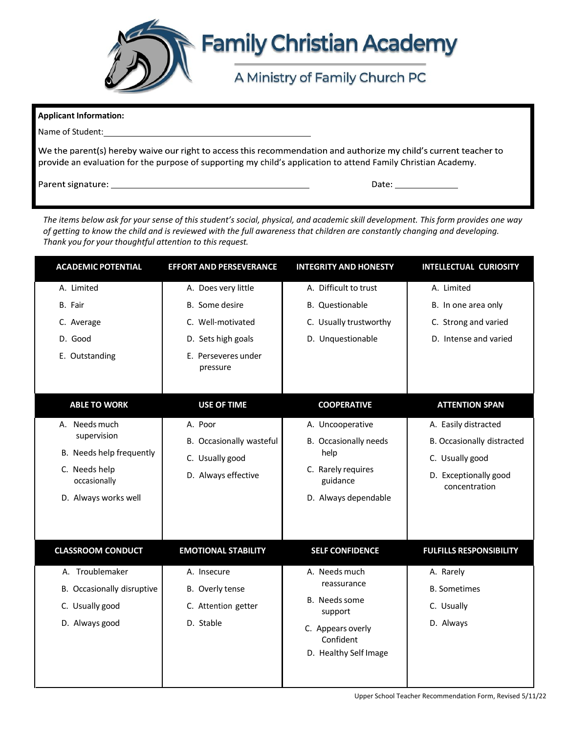# Family Christian Academy

A Ministry of Family Church PC

**Applicant Information:**

Name of Student: ______________________________________________

We the parent(s) hereby waive our right to access this recommendation and authorize my child's current teacher to provide an evaluation for the purpose of supporting my child's application to attend Family Christian Academy.

Parent signature: ______________________________________________ Date: ______________

*The items below ask for your sense of this student's social, physical, and academic skill development. This form provides one way of getting to know the child and is reviewed with the full awareness that children are constantly changing and developing. Thank you for your thoughtful attention to this request.*

| ACADEMIC POTENTIAL | EFFORT AND PERSEVERANCE | INTEGRITY AND HONESTY | INTELLECTUAL CURIOSITY |
|---|---|---|---|
| A. Limited<br>B. Fair<br>C. Average<br>D. Good<br>E. Outstanding | A. Does very little<br>B. Some desire<br>C. Well-motivated<br>D. Sets high goals<br>E. Perseveres under pressure | A. Difficult to trust<br>B. Questionable<br>C. Usually trustworthy<br>D. Unquestionable | A. Limited<br>B. In one area only<br>C. Strong and varied<br>D. Intense and varied |
| **ABLE TO WORK** | **USE OF TIME** | **COOPERATIVE** | **ATTENTION SPAN** |
| A. Needs much supervision<br>B. Needs help frequently<br>C. Needs help occasionally<br>D. Always works well | A. Poor<br>B. Occasionally wasteful<br>C. Usually good<br>D. Always effective | A. Uncooperative<br>B. Occasionally needs help<br>C. Rarely requires guidance<br>D. Always dependable | A. Easily distracted<br>B. Occasionally distracted<br>C. Usually good<br>D. Exceptionally good concentration |
| **CLASSROOM CONDUCT** | **EMOTIONAL STABILITY** | **SELF CONFIDENCE** | **FULFILLS RESPONSIBILITY** |
| A. Troublemaker<br>B. Occasionally disruptive<br>C. Usually good<br>D. Always good | A. Insecure<br>B. Overly tense<br>C. Attention getter<br>D. Stable | A. Needs much reassurance<br>B. Needs some support<br>C. Appears overly Confident<br>D. Healthy Self Image | A. Rarely<br>B. Sometimes<br>C. Usually<br>D. Always |

Upper School Teacher Recommendation Form, Revised 5/11/22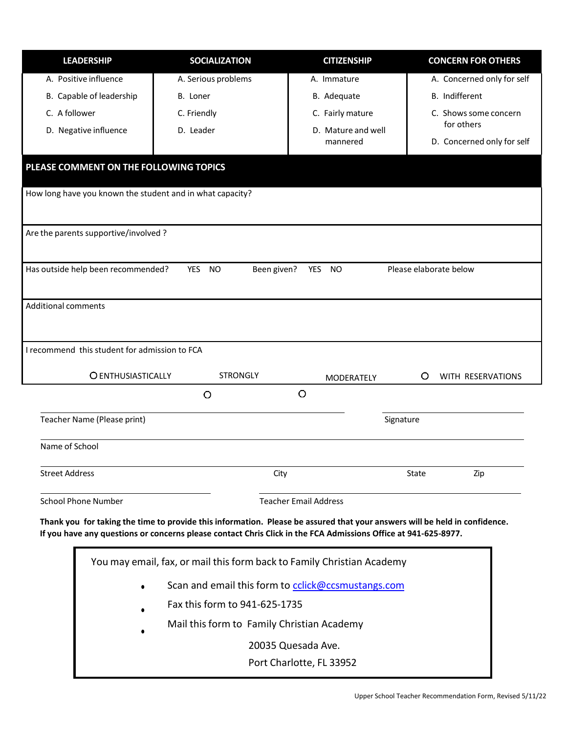| LEADERSHIP | SOCIALIZATION | CITIZENSHIP | CONCERN FOR OTHERS |
|---|---|---|---|
| A. Positive influence | A. Serious problems | A. Immature | A. Concerned only for self |
| B. Capable of leadership | B. Loner | B. Adequate | B. Indifferent |
| C. A follower | C. Friendly | C. Fairly mature | C. Shows some concern for others |
| D. Negative influence | D. Leader | D. Mature and well mannered | D. Concerned only for self |

## PLEASE COMMENT ON THE FOLLOWING TOPICS

How long have you known the student and in what capacity?

Are the parents supportive/involved ?

Has outside help been recommended? YES NO Been given? YES NO Please elaborate below

Additional comments

I recommend this student for admission to FCA

○ ENTHUSIASTICALLY ○ STRONGLY ○ MODERATELY ○ WITH RESERVATIONS

Teacher Name (Please print) ______________________ Signature ______________________

Name of School ______________________

Street Address ______________________ City ______________________ State ________ Zip ________

School Phone Number ______________________ Teacher Email Address ______________________

**Thank you for taking the time to provide this information. Please be assured that your answers will be held in confidence. If you have any questions or concerns please contact Chris Click in the FCA Admissions Office at 941-625-8977.**

You may email, fax, or mail this form back to Family Christian Academy

- Scan and email this form to cclick@ccsmustangs.com
- Fax this form to 941-625-1735
- Mail this form to Family Christian Academy

  20035 Quesada Ave.

  Port Charlotte, FL 33952

Upper School Teacher Recommendation Form, Revised 5/11/22